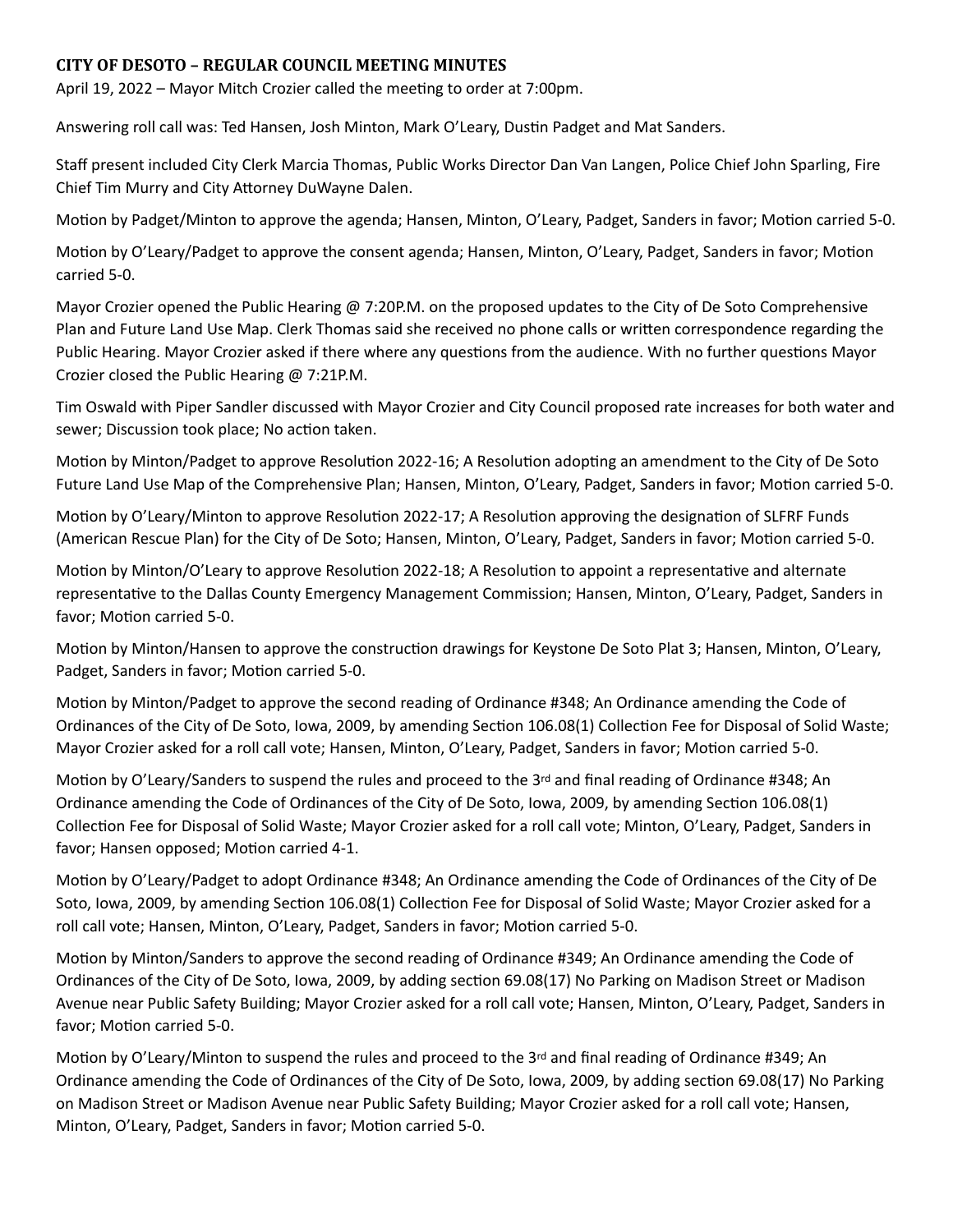**CITY OF DESOTO – REGULAR COUNCIL MEETING MINUTES**

April 19, 2022 – Mayor Mitch Crozier called the meeting to order at 7:00pm.

Answering roll call was: Ted Hansen, Josh Minton, Mark O'Leary, Dustin Padget and Mat Sanders.

Staff present included City Clerk Marcia Thomas, Public Works Director Dan Van Langen, Police Chief John Sparling, Fire Chief Tim Murry and City Attorney DuWayne Dalen.

Motion by Padget/Minton to approve the agenda; Hansen, Minton, O'Leary, Padget, Sanders in favor; Motion carried 5-0.

Motion by O'Leary/Padget to approve the consent agenda; Hansen, Minton, O'Leary, Padget, Sanders in favor; Motion carried 5-0.

Mayor Crozier opened the Public Hearing @ 7:20P.M. on the proposed updates to the City of De Soto Comprehensive Plan and Future Land Use Map. Clerk Thomas said she received no phone calls or written correspondence regarding the Public Hearing. Mayor Crozier asked if there where any questions from the audience. With no further questions Mayor Crozier closed the Public Hearing @ 7:21P.M.

Tim Oswald with Piper Sandler discussed with Mayor Crozier and City Council proposed rate increases for both water and sewer; Discussion took place; No action taken.

Motion by Minton/Padget to approve Resolution 2022-16; A Resolution adopting an amendment to the City of De Soto Future Land Use Map of the Comprehensive Plan; Hansen, Minton, O'Leary, Padget, Sanders in favor; Motion carried 5-0.

Motion by O'Leary/Minton to approve Resolution 2022-17; A Resolution approving the designation of SLFRF Funds (American Rescue Plan) for the City of De Soto; Hansen, Minton, O'Leary, Padget, Sanders in favor; Motion carried 5-0.

Motion by Minton/O'Leary to approve Resolution 2022-18; A Resolution to appoint a representative and alternate representative to the Dallas County Emergency Management Commission; Hansen, Minton, O'Leary, Padget, Sanders in favor; Motion carried 5-0.

Motion by Minton/Hansen to approve the construction drawings for Keystone De Soto Plat 3; Hansen, Minton, O'Leary, Padget, Sanders in favor; Motion carried 5-0.

Motion by Minton/Padget to approve the second reading of Ordinance #348; An Ordinance amending the Code of Ordinances of the City of De Soto, Iowa, 2009, by amending Section 106.08(1) Collection Fee for Disposal of Solid Waste; Mayor Crozier asked for a roll call vote; Hansen, Minton, O'Leary, Padget, Sanders in favor; Motion carried 5-0.

Motion by O'Leary/Sanders to suspend the rules and proceed to the 3rd and final reading of Ordinance #348; An Ordinance amending the Code of Ordinances of the City of De Soto, Iowa, 2009, by amending Section 106.08(1) Collection Fee for Disposal of Solid Waste; Mayor Crozier asked for a roll call vote; Minton, O'Leary, Padget, Sanders in favor; Hansen opposed; Motion carried 4-1.

Motion by O'Leary/Padget to adopt Ordinance #348; An Ordinance amending the Code of Ordinances of the City of De Soto, Iowa, 2009, by amending Section 106.08(1) Collection Fee for Disposal of Solid Waste; Mayor Crozier asked for a roll call vote; Hansen, Minton, O'Leary, Padget, Sanders in favor; Motion carried 5-0.

Motion by Minton/Sanders to approve the second reading of Ordinance #349; An Ordinance amending the Code of Ordinances of the City of De Soto, Iowa, 2009, by adding section 69.08(17) No Parking on Madison Street or Madison Avenue near Public Safety Building; Mayor Crozier asked for a roll call vote; Hansen, Minton, O'Leary, Padget, Sanders in favor; Motion carried 5-0.

Motion by O'Leary/Minton to suspend the rules and proceed to the 3rd and final reading of Ordinance #349; An Ordinance amending the Code of Ordinances of the City of De Soto, Iowa, 2009, by adding section 69.08(17) No Parking on Madison Street or Madison Avenue near Public Safety Building; Mayor Crozier asked for a roll call vote; Hansen, Minton, O'Leary, Padget, Sanders in favor; Motion carried 5-0.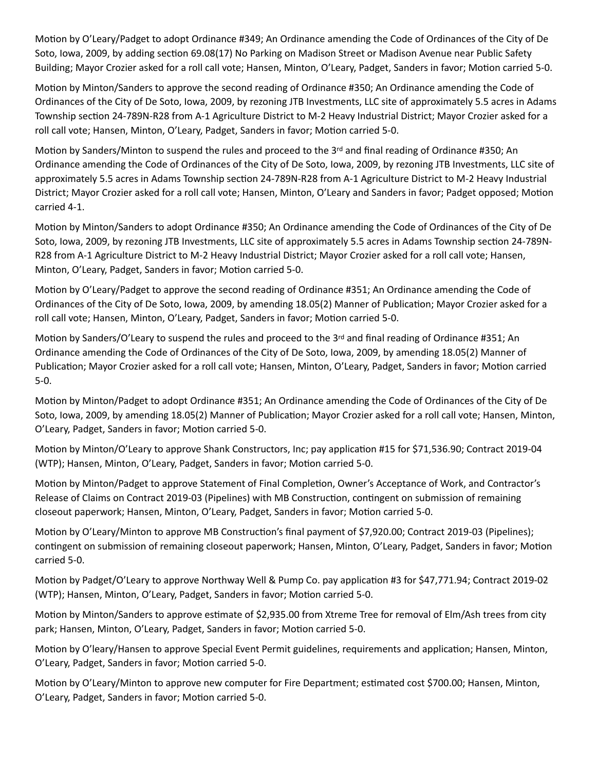Motion by O'Leary/Padget to adopt Ordinance #349; An Ordinance amending the Code of Ordinances of the City of De Soto, Iowa, 2009, by adding section 69.08(17) No Parking on Madison Street or Madison Avenue near Public Safety Building; Mayor Crozier asked for a roll call vote; Hansen, Minton, O'Leary, Padget, Sanders in favor; Motion carried 5-0.

Motion by Minton/Sanders to approve the second reading of Ordinance #350; An Ordinance amending the Code of Ordinances of the City of De Soto, Iowa, 2009, by rezoning JTB Investments, LLC site of approximately 5.5 acres in Adams Township section 24-789N-R28 from A-1 Agriculture District to M-2 Heavy Industrial District; Mayor Crozier asked for a roll call vote; Hansen, Minton, O'Leary, Padget, Sanders in favor; Motion carried 5-0.

Motion by Sanders/Minton to suspend the rules and proceed to the 3rd and final reading of Ordinance #350; An Ordinance amending the Code of Ordinances of the City of De Soto, Iowa, 2009, by rezoning JTB Investments, LLC site of approximately 5.5 acres in Adams Township section 24-789N-R28 from A-1 Agriculture District to M-2 Heavy Industrial District; Mayor Crozier asked for a roll call vote; Hansen, Minton, O'Leary and Sanders in favor; Padget opposed; Motion carried 4-1.

Motion by Minton/Sanders to adopt Ordinance #350; An Ordinance amending the Code of Ordinances of the City of De Soto, Iowa, 2009, by rezoning JTB Investments, LLC site of approximately 5.5 acres in Adams Township section 24-789N-R28 from A-1 Agriculture District to M-2 Heavy Industrial District; Mayor Crozier asked for a roll call vote; Hansen, Minton, O'Leary, Padget, Sanders in favor; Motion carried 5-0.

Motion by O'Leary/Padget to approve the second reading of Ordinance #351; An Ordinance amending the Code of Ordinances of the City of De Soto, Iowa, 2009, by amending 18.05(2) Manner of Publication; Mayor Crozier asked for a roll call vote; Hansen, Minton, O'Leary, Padget, Sanders in favor; Motion carried 5-0.

Motion by Sanders/O'Leary to suspend the rules and proceed to the 3rd and final reading of Ordinance #351; An Ordinance amending the Code of Ordinances of the City of De Soto, Iowa, 2009, by amending 18.05(2) Manner of Publication; Mayor Crozier asked for a roll call vote; Hansen, Minton, O'Leary, Padget, Sanders in favor; Motion carried 5-0.

Motion by Minton/Padget to adopt Ordinance #351; An Ordinance amending the Code of Ordinances of the City of De Soto, Iowa, 2009, by amending 18.05(2) Manner of Publication; Mayor Crozier asked for a roll call vote; Hansen, Minton, O'Leary, Padget, Sanders in favor; Motion carried 5-0.

Motion by Minton/O'Leary to approve Shank Constructors, Inc; pay application #15 for $71,536.90; Contract 2019-04 (WTP); Hansen, Minton, O'Leary, Padget, Sanders in favor; Motion carried 5-0.

Motion by Minton/Padget to approve Statement of Final Completion, Owner's Acceptance of Work, and Contractor's Release of Claims on Contract 2019-03 (Pipelines) with MB Construction, contingent on submission of remaining closeout paperwork; Hansen, Minton, O'Leary, Padget, Sanders in favor; Motion carried 5-0.

Motion by O'Leary/Minton to approve MB Construction's final payment of $7,920.00; Contract 2019-03 (Pipelines); contingent on submission of remaining closeout paperwork; Hansen, Minton, O'Leary, Padget, Sanders in favor; Motion carried 5-0.

Motion by Padget/O'Leary to approve Northway Well & Pump Co. pay application #3 for $47,771.94; Contract 2019-02 (WTP); Hansen, Minton, O'Leary, Padget, Sanders in favor; Motion carried 5-0.

Motion by Minton/Sanders to approve estimate of $2,935.00 from Xtreme Tree for removal of Elm/Ash trees from city park; Hansen, Minton, O'Leary, Padget, Sanders in favor; Motion carried 5-0.

Motion by O'leary/Hansen to approve Special Event Permit guidelines, requirements and application; Hansen, Minton, O'Leary, Padget, Sanders in favor; Motion carried 5-0.

Motion by O'Leary/Minton to approve new computer for Fire Department; estimated cost $700.00; Hansen, Minton, O'Leary, Padget, Sanders in favor; Motion carried 5-0.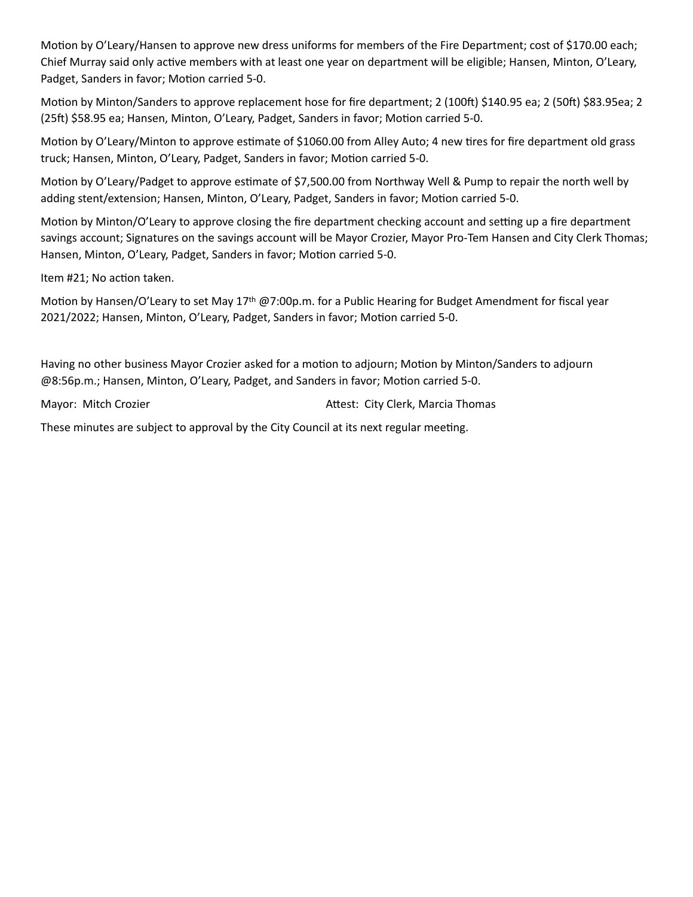Motion by O'Leary/Hansen to approve new dress uniforms for members of the Fire Department; cost of $170.00 each; Chief Murray said only active members with at least one year on department will be eligible; Hansen, Minton, O'Leary, Padget, Sanders in favor; Motion carried 5-0.

Motion by Minton/Sanders to approve replacement hose for fire department; 2 (100ft) $140.95 ea; 2 (50ft) $83.95ea; 2 (25ft) $58.95 ea; Hansen, Minton, O'Leary, Padget, Sanders in favor; Motion carried 5-0.

Motion by O'Leary/Minton to approve estimate of $1060.00 from Alley Auto; 4 new tires for fire department old grass truck; Hansen, Minton, O'Leary, Padget, Sanders in favor; Motion carried 5-0.

Motion by O'Leary/Padget to approve estimate of $7,500.00 from Northway Well & Pump to repair the north well by adding stent/extension; Hansen, Minton, O'Leary, Padget, Sanders in favor; Motion carried 5-0.

Motion by Minton/O'Leary to approve closing the fire department checking account and setting up a fire department savings account; Signatures on the savings account will be Mayor Crozier, Mayor Pro-Tem Hansen and City Clerk Thomas; Hansen, Minton, O'Leary, Padget, Sanders in favor; Motion carried 5-0.

Item #21; No action taken.

Motion by Hansen/O'Leary to set May 17th @7:00p.m. for a Public Hearing for Budget Amendment for fiscal year 2021/2022; Hansen, Minton, O'Leary, Padget, Sanders in favor; Motion carried 5-0.

Having no other business Mayor Crozier asked for a motion to adjourn; Motion by Minton/Sanders to adjourn @8:56p.m.; Hansen, Minton, O'Leary, Padget, and Sanders in favor; Motion carried 5-0.

Mayor: Mitch Crozier Attest: City Clerk, Marcia Thomas

These minutes are subject to approval by the City Council at its next regular meeting.